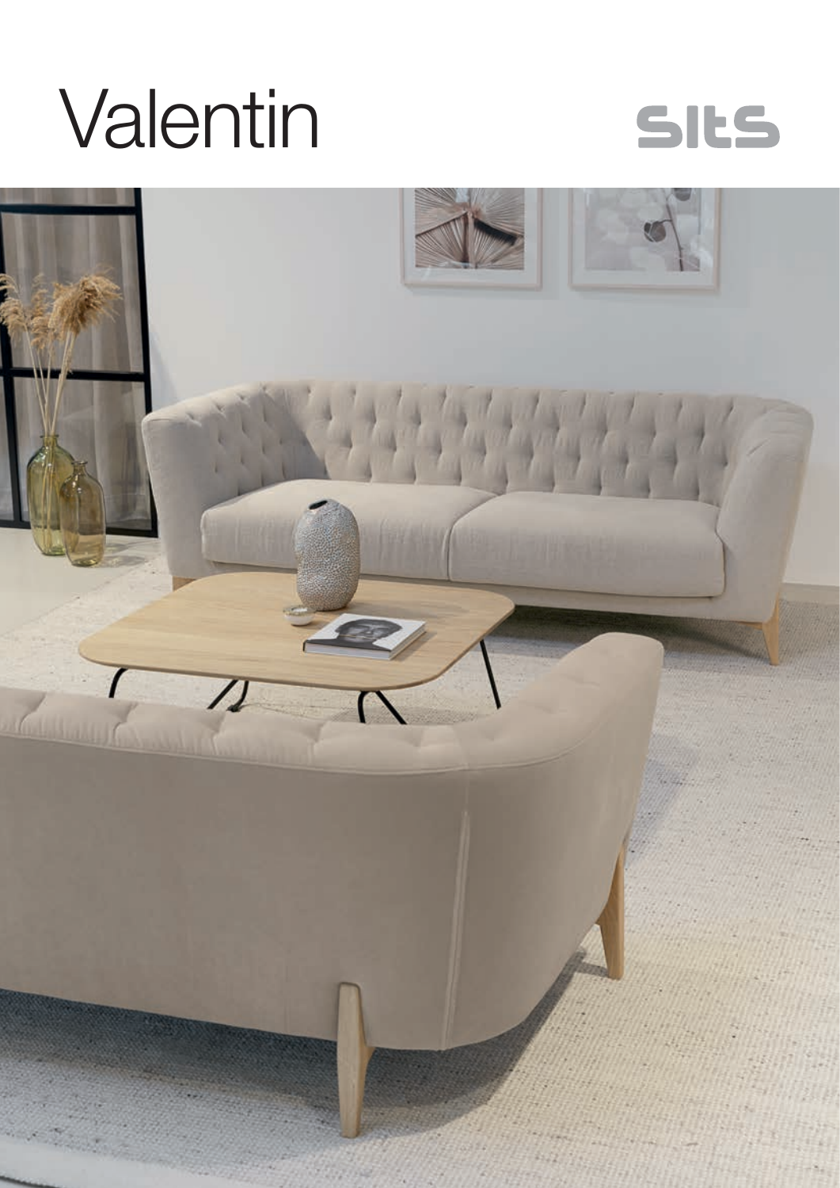# Valentin

sits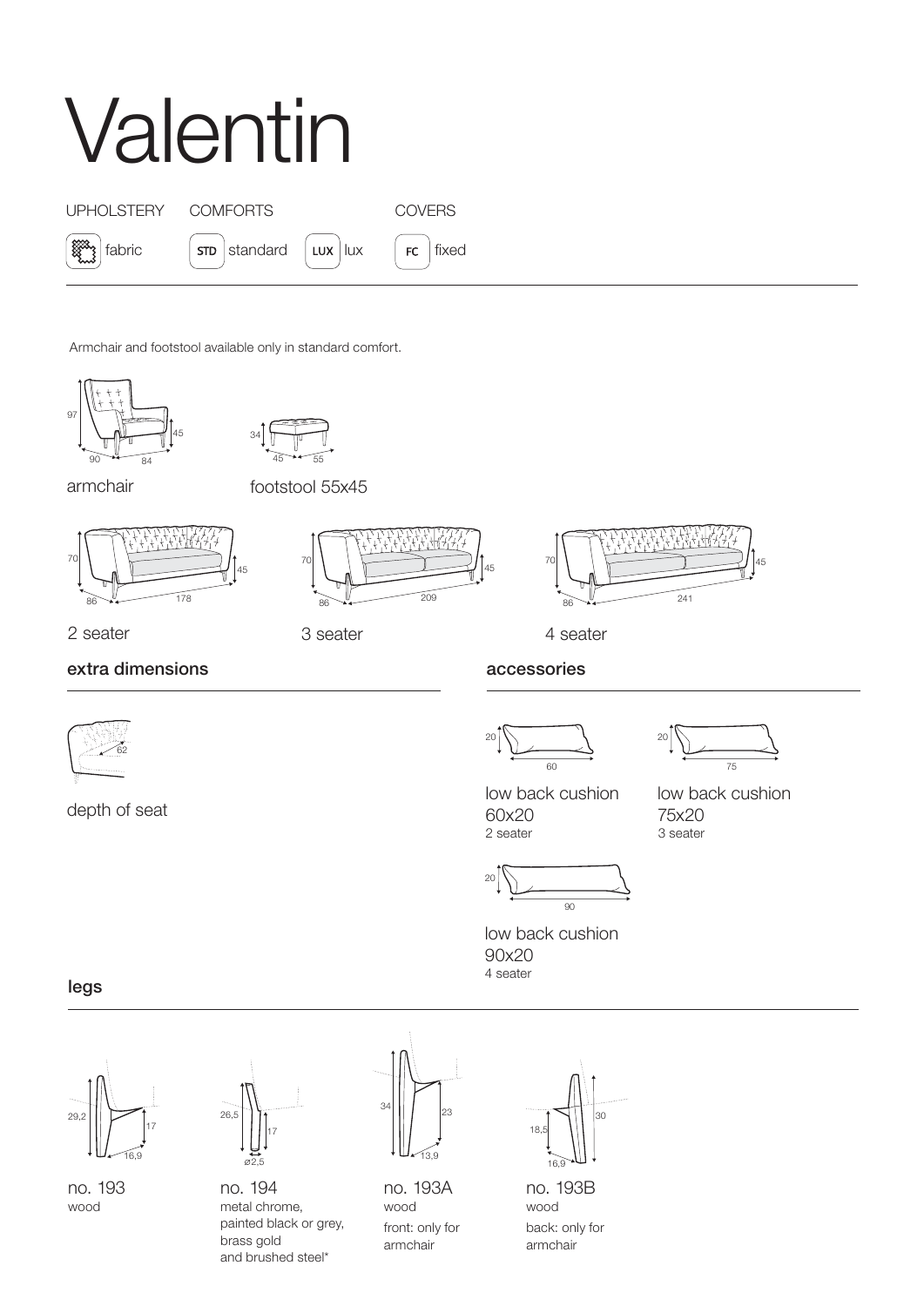# Valentin

UPHOLSTERY: fabric

COMFORTS: STD standard, LUX lux

COVERS: FC fixed

Armchair and footstool available only in standard comfort.

97 | 45 | 90 | 84

armchair

34 | 45 | 55

footstool 55x45

70 | 45 | 86 | 178

2 seater

70 | 45 | 86 | 209

3 seater

70 | 45 | 86 | 241

4 seater

## extra dimensions

62

depth of seat

## accessories

20 | 60

low back cushion 60x20
2 seater

20 | 75

low back cushion 75x20
3 seater

20 | 90

low back cushion 90x20
4 seater

## legs

29,2 | 17 | 16,9

no. 193
wood

26,5 | 17 | ø2,5

no. 194
metal chrome, painted black or grey, brass gold and brushed steel*

34 | 23 | 13,9

no. 193A
wood
front: only for armchair

18,5 | 30 | 16,9

no. 193B
wood
back: only for armchair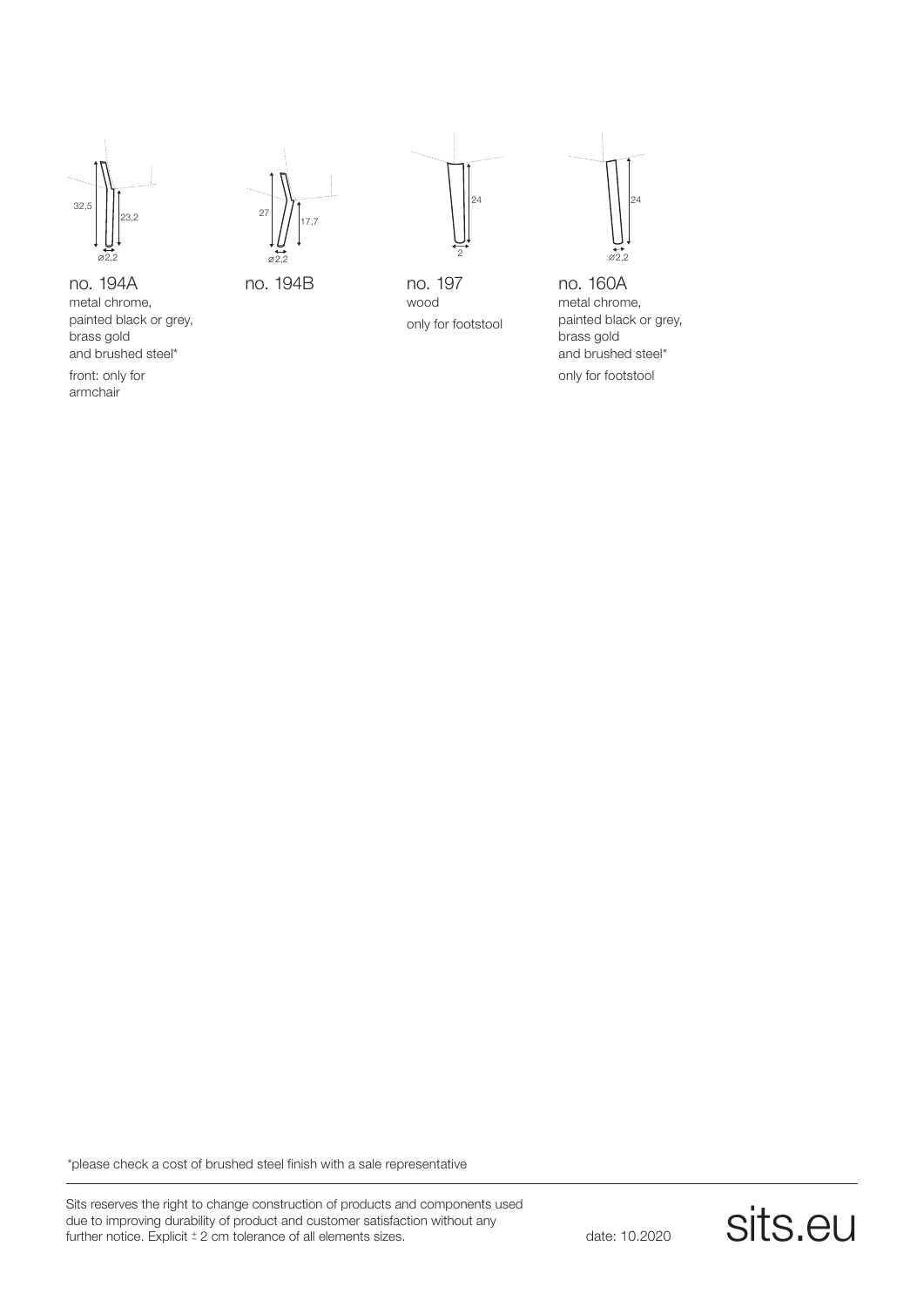32,5
23,2
⌀2,2

no. 194A
metal chrome,
painted black or grey,
brass gold
and brushed steel*

front: only for
armchair

27
17,7
⌀2,2

no. 194B

24
2

no. 197
wood

only for footstool

24
⌀2,2

no. 160A
metal chrome,
painted black or grey,
brass gold
and brushed steel*

only for footstool

*please check a cost of brushed steel finish with a sale representative

Sits reserves the right to change construction of products and components used due to improving durability of product and customer satisfaction without any further notice. Explicit ± 2 cm tolerance of all elements sizes.

date: 10.2020

sits.eu